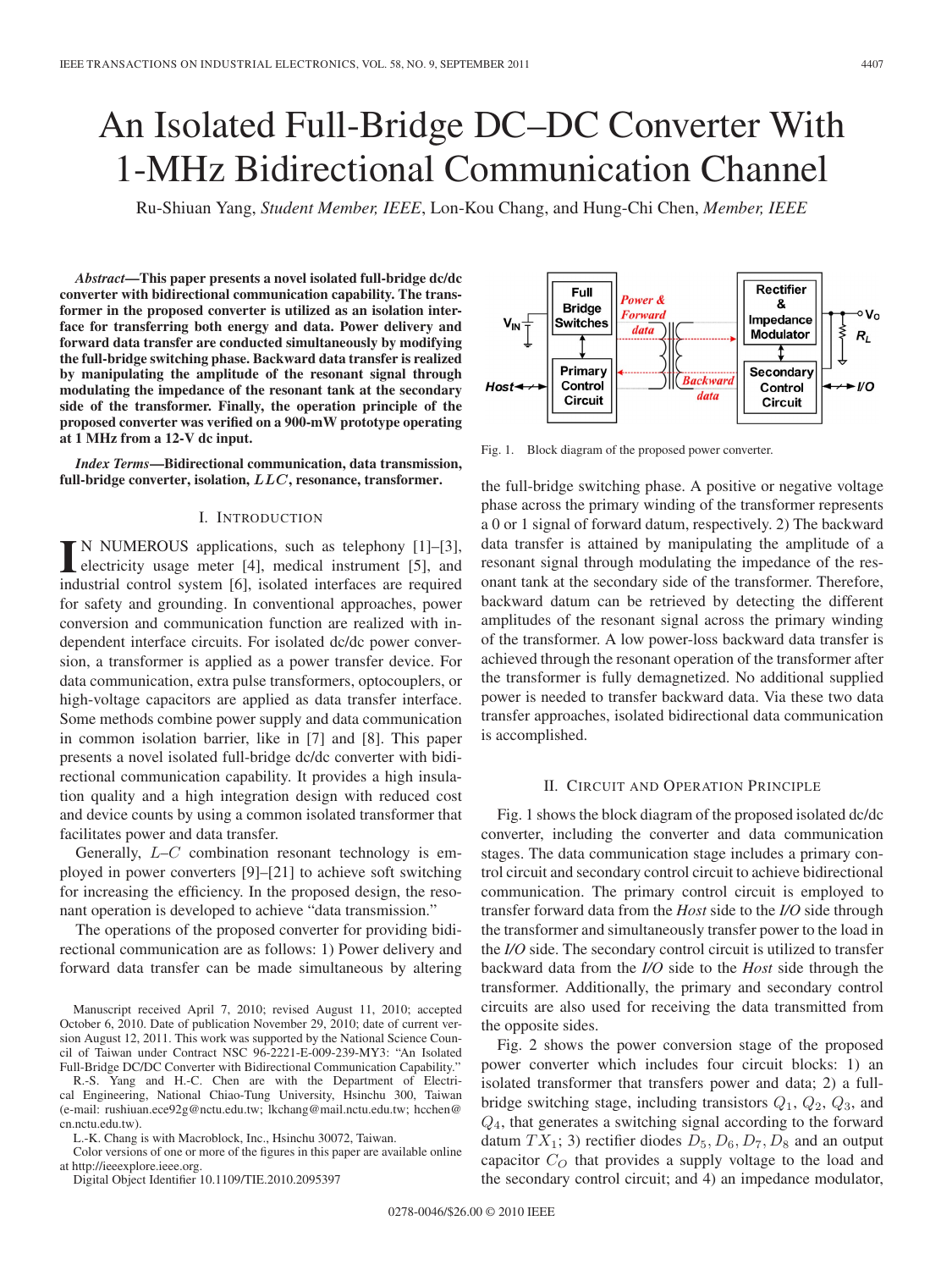# An Isolated Full-Bridge DC–DC Converter With 1-MHz Bidirectional Communication Channel

Ru-Shiuan Yang, *Student Member, IEEE*, Lon-Kou Chang, and Hung-Chi Chen, *Member, IEEE*

***Abstract*—This paper presents a novel isolated full-bridge dc/dc converter with bidirectional communication capability. The transformer in the proposed converter is utilized as an isolation interface for transferring both energy and data. Power delivery and forward data transfer are conducted simultaneously by modifying the full-bridge switching phase. Backward data transfer is realized by manipulating the amplitude of the resonant signal through modulating the impedance of the resonant tank at the secondary side of the transformer. Finally, the operation principle of the proposed converter was verified on a 900-mW prototype operating at 1 MHz from a 12-V dc input.**

***Index Terms*—Bidirectional communication, data transmission, full-bridge converter, isolation, $LLC$, resonance, transformer.**

## I. Introduction

In numerous applications, such as telephony [1]–[3], electricity usage meter [4], medical instrument [5], and industrial control system [6], isolated interfaces are required for safety and grounding. In conventional approaches, power conversion and communication function are realized with independent interface circuits. For isolated dc/dc power conversion, a transformer is applied as a power transfer device. For data communication, extra pulse transformers, optocouplers, or high-voltage capacitors are applied as data transfer interface. Some methods combine power supply and data communication in common isolation barrier, like in [7] and [8]. This paper presents a novel isolated full-bridge dc/dc converter with bidirectional communication capability. It provides a high insulation quality and a high integration design with reduced cost and device counts by using a common isolated transformer that facilitates power and data transfer.

Generally, $L$–$C$ combination resonant technology is employed in power converters [9]–[21] to achieve soft switching for increasing the efficiency. In the proposed design, the resonant operation is developed to achieve "data transmission."

The operations of the proposed converter for providing bidirectional communication are as follows: 1) Power delivery and forward data transfer can be made simultaneous by altering the full-bridge switching phase. A positive or negative voltage phase across the primary winding of the transformer represents a 0 or 1 signal of forward datum, respectively. 2) The backward data transfer is attained by manipulating the amplitude of a resonant signal through modulating the impedance of the resonant tank at the secondary side of the transformer. Therefore, backward datum can be retrieved by detecting the different amplitudes of the resonant signal across the primary winding of the transformer. A low power-loss backward data transfer is achieved through the resonant operation of the transformer after the transformer is fully demagnetized. No additional supplied power is needed to transfer backward data. Via these two data transfer approaches, isolated bidirectional data communication is accomplished.

Manuscript received April 7, 2010; revised August 11, 2010; accepted October 6, 2010. Date of publication November 29, 2010; date of current version August 12, 2011. This work was supported by the National Science Council of Taiwan under Contract NSC 96-2221-E-009-239-MY3: "An Isolated Full-Bridge DC/DC Converter with Bidirectional Communication Capability."

R.-S. Yang and H.-C. Chen are with the Department of Electrical Engineering, National Chiao-Tung University, Hsinchu 300, Taiwan (e-mail: rushiuan.ece92g@nctu.edu.tw; lkchang@mail.nctu.edu.tw; hcchen@cn.nctu.edu.tw).

L.-K. Chang is with Macroblock, Inc., Hsinchu 30072, Taiwan.

Color versions of one or more of the figures in this paper are available online at http://ieeexplore.ieee.org.

Digital Object Identifier 10.1109/TIE.2010.2095397

Fig. 1. Block diagram of the proposed power converter.

## II. Circuit and Operation Principle

Fig. 1 shows the block diagram of the proposed isolated dc/dc converter, including the converter and data communication stages. The data communication stage includes a primary control circuit and secondary control circuit to achieve bidirectional communication. The primary control circuit is employed to transfer forward data from the *Host* side to the *I/O* side through the transformer and simultaneously transfer power to the load in the *I/O* side. The secondary control circuit is utilized to transfer backward data from the *I/O* side to the *Host* side through the transformer. Additionally, the primary and secondary control circuits are also used for receiving the data transmitted from the opposite sides.

Fig. 2 shows the power conversion stage of the proposed power converter which includes four circuit blocks: 1) an isolated transformer that transfers power and data; 2) a full-bridge switching stage, including transistors $Q_1$, $Q_2$, $Q_3$, and $Q_4$, that generates a switching signal according to the forward datum $TX_1$; 3) rectifier diodes $D_5, D_6, D_7, D_8$ and an output capacitor $C_O$ that provides a supply voltage to the load and the secondary control circuit; and 4) an impedance modulator,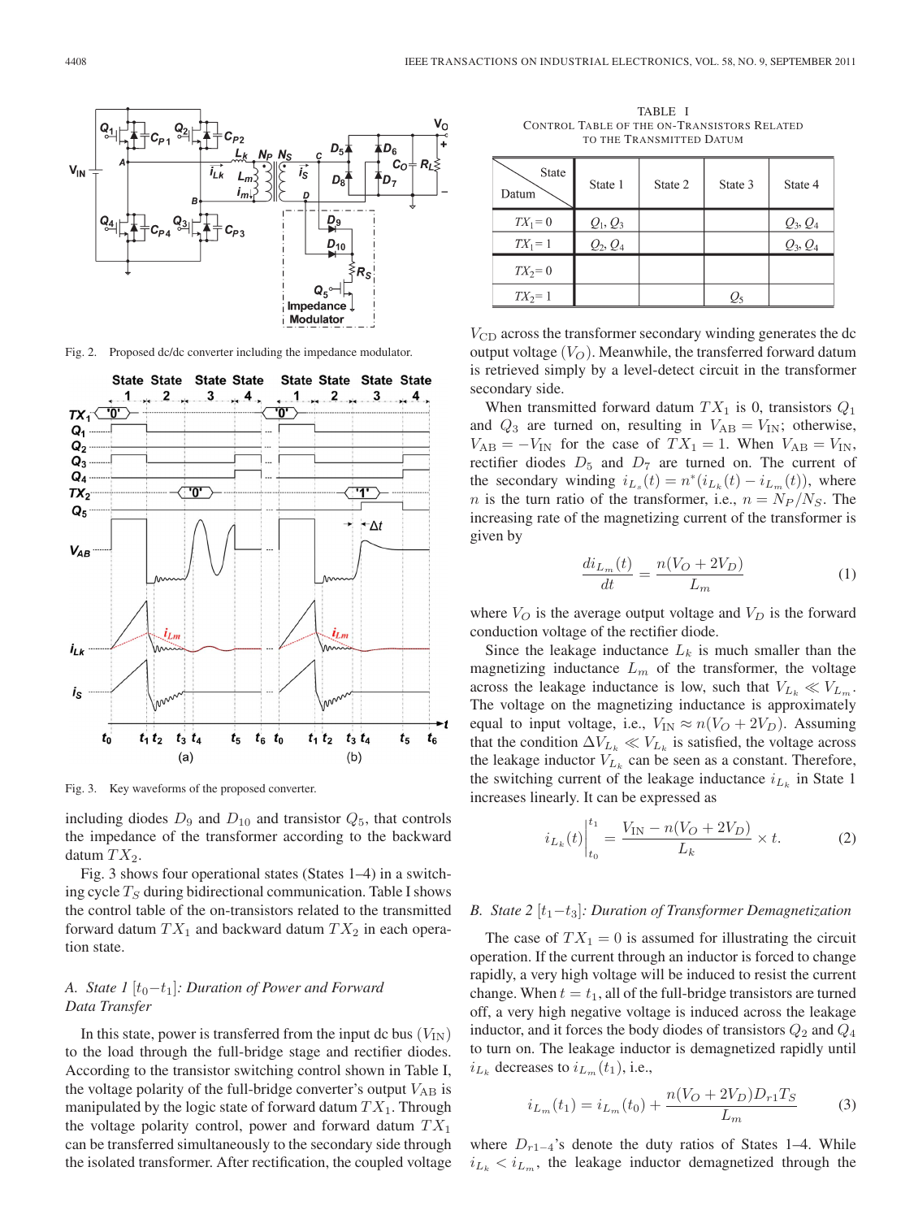Fig. 2. Proposed dc/dc converter including the impedance modulator.

Fig. 3. Key waveforms of the proposed converter.

including diodes $D_9$ and $D_{10}$ and transistor $Q_5$, that controls the impedance of the transformer according to the backward datum $TX_2$.

Fig. 3 shows four operational states (States 1–4) in a switching cycle $T_S$ during bidirectional communication. Table I shows the control table of the on-transistors related to the transmitted forward datum $TX_1$ and backward datum $TX_2$ in each operation state.

### A. State 1 $[t_0–t_1]$: Duration of Power and Forward Data Transfer

In this state, power is transferred from the input dc bus ($V_{\mathrm{IN}}$) to the load through the full-bridge stage and rectifier diodes. According to the transistor switching control shown in Table I, the voltage polarity of the full-bridge converter's output $V_{\mathrm{AB}}$ is manipulated by the logic state of forward datum $TX_1$. Through the voltage polarity control, power and forward datum $TX_1$ can be transferred simultaneously to the secondary side through the isolated transformer. After rectification, the coupled voltage $V_{\mathrm{CD}}$ across the transformer secondary winding generates the dc output voltage ($V_O$). Meanwhile, the transferred forward datum is retrieved simply by a level-detect circuit in the transformer secondary side.

TABLE I
CONTROL TABLE OF THE ON-TRANSISTORS RELATED TO THE TRANSMITTED DATUM

| Datum \ State | State 1 | State 2 | State 3 | State 4 |
|---|---|---|---|---|
| $TX_1 = 0$ | $Q_1, Q_3$ | | | $Q_3, Q_4$ |
| $TX_1 = 1$ | $Q_2, Q_4$ | | | $Q_3, Q_4$ |
| $TX_2 = 0$ | | | | |
| $TX_2 = 1$ | | | $Q_5$ | |

When transmitted forward datum $TX_1$ is 0, transistors $Q_1$ and $Q_3$ are turned on, resulting in $V_{\mathrm{AB}} = V_{\mathrm{IN}}$; otherwise, $V_{\mathrm{AB}} = -V_{\mathrm{IN}}$ for the case of $TX_1 = 1$. When $V_{\mathrm{AB}} = V_{\mathrm{IN}}$, rectifier diodes $D_5$ and $D_7$ are turned on. The current of the secondary winding $i_{L_s}(t) = n^*(i_{L_k}(t) - i_{L_m}(t))$, where $n$ is the turn ratio of the transformer, i.e., $n = N_P/N_S$. The increasing rate of the magnetizing current of the transformer is given by

$$\frac{di_{L_m}(t)}{dt} = \frac{n(V_O + 2V_D)}{L_m} \tag{1}$$

where $V_O$ is the average output voltage and $V_D$ is the forward conduction voltage of the rectifier diode.

Since the leakage inductance $L_k$ is much smaller than the magnetizing inductance $L_m$ of the transformer, the voltage across the leakage inductance is low, such that $V_{L_k} \ll V_{L_m}$. The voltage on the magnetizing inductance is approximately equal to input voltage, i.e., $V_{\mathrm{IN}} \approx n(V_O + 2V_D)$. Assuming that the condition $\Delta V_{L_k} \ll V_{L_k}$ is satisfied, the voltage across the leakage inductor $V_{L_k}$ can be seen as a constant. Therefore, the switching current of the leakage inductance $i_{L_k}$ in State 1 increases linearly. It can be expressed as

$$i_{L_k}(t)\Big|_{t_0}^{t_1} = \frac{V_{\mathrm{IN}} - n(V_O + 2V_D)}{L_k} \times t. \tag{2}$$

### B. State 2 $[t_1–t_3]$: Duration of Transformer Demagnetization

The case of $TX_1 = 0$ is assumed for illustrating the circuit operation. If the current through an inductor is forced to change rapidly, a very high voltage will be induced to resist the current change. When $t = t_1$, all of the full-bridge transistors are turned off, a very high negative voltage is induced across the leakage inductor, and it forces the body diodes of transistors $Q_2$ and $Q_4$ to turn on. The leakage inductor is demagnetized rapidly until $i_{L_k}$ decreases to $i_{L_m}(t_1)$, i.e.,

$$i_{L_m}(t_1) = i_{L_m}(t_0) + \frac{n(V_O + 2V_D)D_{r1}T_S}{L_m} \tag{3}$$

where $D_{r1-4}$'s denote the duty ratios of States 1–4. While $i_{L_k} < i_{L_m}$, the leakage inductor demagnetized through the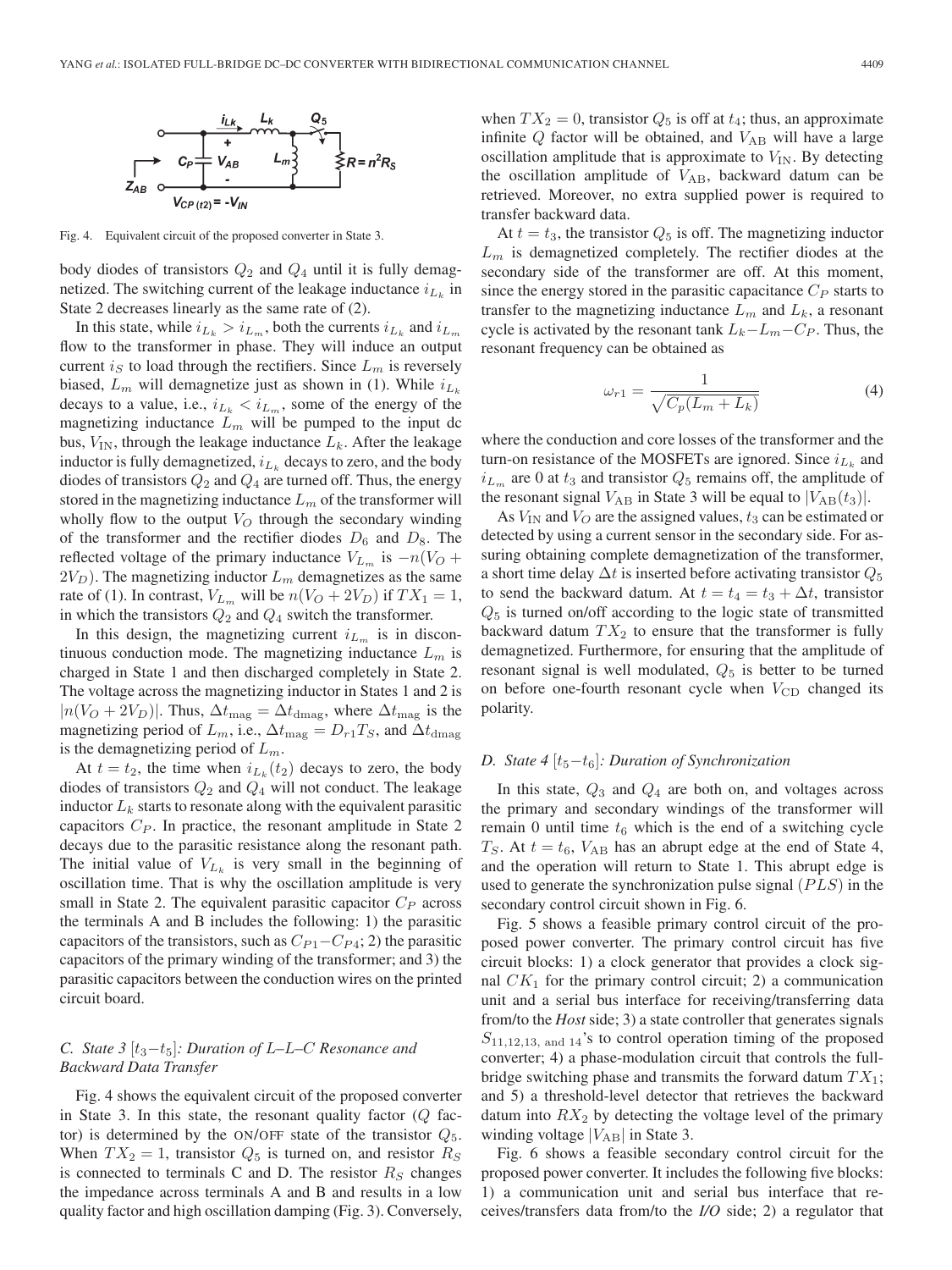Fig. 4. Equivalent circuit of the proposed converter in State 3.

body diodes of transistors $Q_2$ and $Q_4$ until it is fully demagnetized. The switching current of the leakage inductance $i_{L_k}$ in State 2 decreases linearly as the same rate of (2).

In this state, while $i_{L_k} > i_{L_m}$, both the currents $i_{L_k}$ and $i_{L_m}$ flow to the transformer in phase. They will induce an output current $i_S$ to load through the rectifiers. Since $L_m$ is reversely biased, $L_m$ will demagnetize just as shown in (1). While $i_{L_k}$ decays to a value, i.e., $i_{L_k} < i_{L_m}$, some of the energy of the magnetizing inductance $L_m$ will be pumped to the input dc bus, $V_{\rm IN}$, through the leakage inductance $L_k$. After the leakage inductor is fully demagnetized, $i_{L_k}$ decays to zero, and the body diodes of transistors $Q_2$ and $Q_4$ are turned off. Thus, the energy stored in the magnetizing inductance $L_m$ of the transformer will wholly flow to the output $V_O$ through the secondary winding of the transformer and the rectifier diodes $D_6$ and $D_8$. The reflected voltage of the primary inductance $V_{L_m}$ is $-n(V_O + 2V_D)$. The magnetizing inductor $L_m$ demagnetizes as the same rate of (1). In contrast, $V_{L_m}$ will be $n(V_O + 2V_D)$ if $TX_1 = 1$, in which the transistors $Q_2$ and $Q_4$ switch the transformer.

In this design, the magnetizing current $i_{L_m}$ is in discontinuous conduction mode. The magnetizing inductance $L_m$ is charged in State 1 and then discharged completely in State 2. The voltage across the magnetizing inductor in States 1 and 2 is $|n(V_O + 2V_D)|$. Thus, $\Delta t_{\rm mag} = \Delta t_{\rm dmag}$, where $\Delta t_{\rm mag}$ is the magnetizing period of $L_m$, i.e., $\Delta t_{\rm mag} = D_{r1}T_S$, and $\Delta t_{\rm dmag}$ is the demagnetizing period of $L_m$.

At $t = t_2$, the time when $i_{L_k}(t_2)$ decays to zero, the body diodes of transistors $Q_2$ and $Q_4$ will not conduct. The leakage inductor $L_k$ starts to resonate along with the equivalent parasitic capacitors $C_P$. In practice, the resonant amplitude in State 2 decays due to the parasitic resistance along the resonant path. The initial value of $V_{L_k}$ is very small in the beginning of oscillation time. That is why the oscillation amplitude is very small in State 2. The equivalent parasitic capacitor $C_P$ across the terminals A and B includes the following: 1) the parasitic capacitors of the transistors, such as $C_{P1}$–$C_{P4}$; 2) the parasitic capacitors of the primary winding of the transformer; and 3) the parasitic capacitors between the conduction wires on the printed circuit board.

### C. State 3 $[t_3$–$t_5]$: Duration of L–L–C Resonance and Backward Data Transfer

Fig. 4 shows the equivalent circuit of the proposed converter in State 3. In this state, the resonant quality factor ($Q$ factor) is determined by the ON/OFF state of the transistor $Q_5$. When $TX_2 = 1$, transistor $Q_5$ is turned on, and resistor $R_S$ is connected to terminals C and D. The resistor $R_S$ changes the impedance across terminals A and B and results in a low quality factor and high oscillation damping (Fig. 3). Conversely, when $TX_2 = 0$, transistor $Q_5$ is off at $t_4$; thus, an approximate infinite $Q$ factor will be obtained, and $V_{\rm AB}$ will have a large oscillation amplitude that is approximate to $V_{\rm IN}$. By detecting the oscillation amplitude of $V_{\rm AB}$, backward datum can be retrieved. Moreover, no extra supplied power is required to transfer backward data.

At $t = t_3$, the transistor $Q_5$ is off. The magnetizing inductor $L_m$ is demagnetized completely. The rectifier diodes at the secondary side of the transformer are off. At this moment, since the energy stored in the parasitic capacitance $C_P$ starts to transfer to the magnetizing inductance $L_m$ and $L_k$, a resonant cycle is activated by the resonant tank $L_k$–$L_m$–$C_P$. Thus, the resonant frequency can be obtained as

$$\omega_{r1} = \frac{1}{\sqrt{C_p(L_m + L_k)}} \tag{4}$$

where the conduction and core losses of the transformer and the turn-on resistance of the MOSFETs are ignored. Since $i_{L_k}$ and $i_{L_m}$ are 0 at $t_3$ and transistor $Q_5$ remains off, the amplitude of the resonant signal $V_{\rm AB}$ in State 3 will be equal to $|V_{\rm AB}(t_3)|$.

As $V_{\rm IN}$ and $V_O$ are the assigned values, $t_3$ can be estimated or detected by using a current sensor in the secondary side. For assuring obtaining complete demagnetization of the transformer, a short time delay $\Delta t$ is inserted before activating transistor $Q_5$ to send the backward datum. At $t = t_4 = t_3 + \Delta t$, transistor $Q_5$ is turned on/off according to the logic state of transmitted backward datum $TX_2$ to ensure that the transformer is fully demagnetized. Furthermore, for ensuring that the amplitude of resonant signal is well modulated, $Q_5$ is better to be turned on before one-fourth resonant cycle when $V_{\rm CD}$ changed its polarity.

### D. State 4 $[t_5$–$t_6]$: Duration of Synchronization

In this state, $Q_3$ and $Q_4$ are both on, and voltages across the primary and secondary windings of the transformer will remain 0 until time $t_6$ which is the end of a switching cycle $T_S$. At $t = t_6$, $V_{\rm AB}$ has an abrupt edge at the end of State 4, and the operation will return to State 1. This abrupt edge is used to generate the synchronization pulse signal $(PLS)$ in the secondary control circuit shown in Fig. 6.

Fig. 5 shows a feasible primary control circuit of the proposed power converter. The primary control circuit has five circuit blocks: 1) a clock generator that provides a clock signal $CK_1$ for the primary control circuit; 2) a communication unit and a serial bus interface for receiving/transferring data from/to the *Host* side; 3) a state controller that generates signals $S_{11,12,13,\text{ and }14}$'s to control operation timing of the proposed converter; 4) a phase-modulation circuit that controls the full-bridge switching phase and transmits the forward datum $TX_1$; and 5) a threshold-level detector that retrieves the backward datum into $RX_2$ by detecting the voltage level of the primary winding voltage $|V_{\rm AB}|$ in State 3.

Fig. 6 shows a feasible secondary control circuit for the proposed power converter. It includes the following five blocks: 1) a communication unit and serial bus interface that receives/transfers data from/to the *I/O* side; 2) a regulator that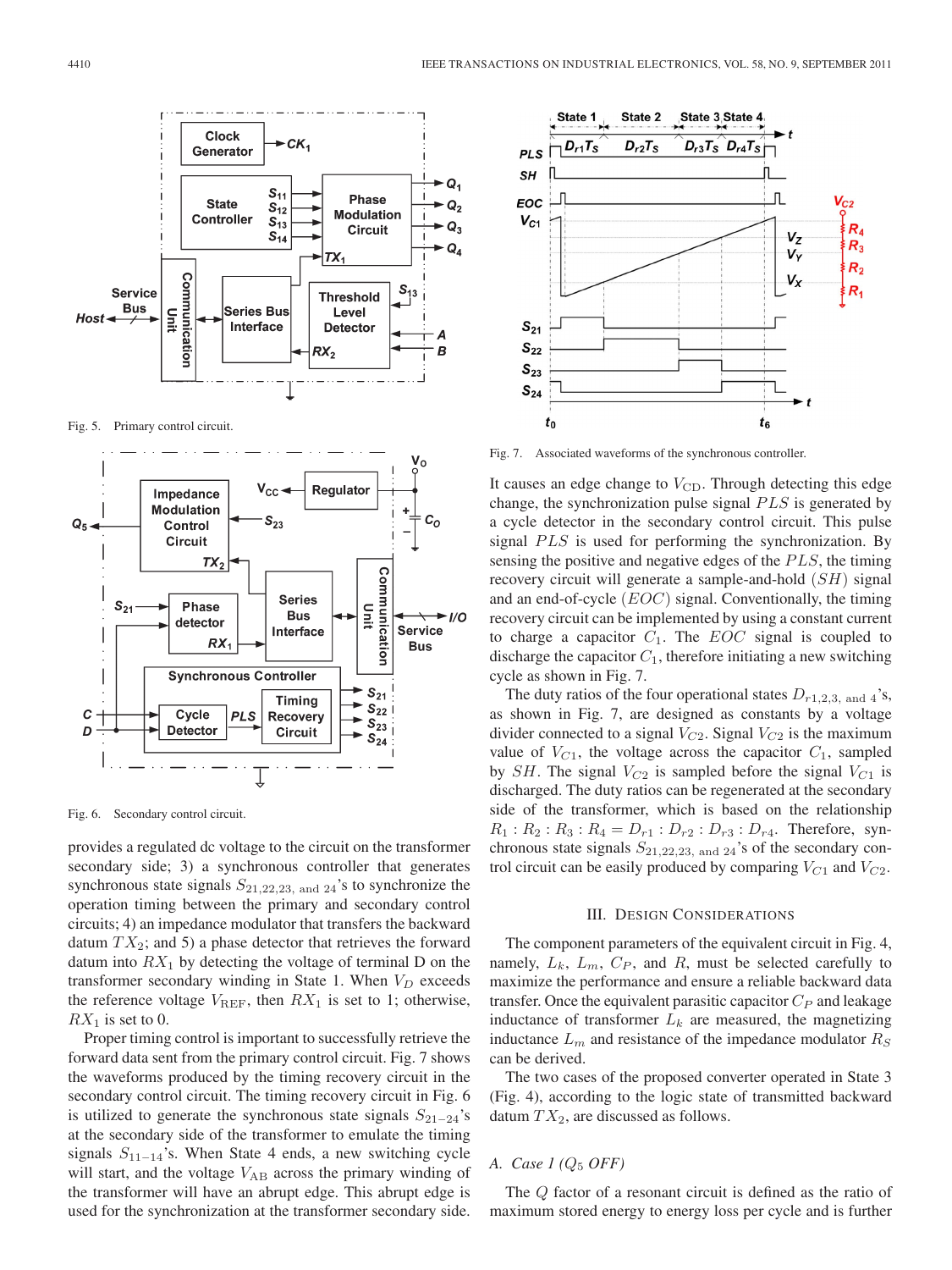Fig. 5. Primary control circuit.

Fig. 6. Secondary control circuit.

provides a regulated dc voltage to the circuit on the transformer secondary side; 3) a synchronous controller that generates synchronous state signals $S_{21,22,23,\text{ and }24}$'s to synchronize the operation timing between the primary and secondary control circuits; 4) an impedance modulator that transfers the backward datum $TX_2$; and 5) a phase detector that retrieves the forward datum into $RX_1$ by detecting the voltage of terminal D on the transformer secondary winding in State 1. When $V_D$ exceeds the reference voltage $V_{\text{REF}}$, then $RX_1$ is set to 1; otherwise, $RX_1$ is set to 0.

Proper timing control is important to successfully retrieve the forward data sent from the primary control circuit. Fig. 7 shows the waveforms produced by the timing recovery circuit in the secondary control circuit. The timing recovery circuit in Fig. 6 is utilized to generate the synchronous state signals $S_{21-24}$'s at the secondary side of the transformer to emulate the timing signals $S_{11-14}$'s. When State 4 ends, a new switching cycle will start, and the voltage $V_{\text{AB}}$ across the primary winding of the transformer will have an abrupt edge. This abrupt edge is used for the synchronization at the transformer secondary side.

Fig. 7. Associated waveforms of the synchronous controller.

It causes an edge change to $V_{\text{CD}}$. Through detecting this edge change, the synchronization pulse signal $PLS$ is generated by a cycle detector in the secondary control circuit. This pulse signal $PLS$ is used for performing the synchronization. By sensing the positive and negative edges of the $PLS$, the timing recovery circuit will generate a sample-and-hold $(SH)$ signal and an end-of-cycle $(EOC)$ signal. Conventionally, the timing recovery circuit can be implemented by using a constant current to charge a capacitor $C_1$. The $EOC$ signal is coupled to discharge the capacitor $C_1$, therefore initiating a new switching cycle as shown in Fig. 7.

The duty ratios of the four operational states $D_{r1,2,3,\text{ and }4}$'s, as shown in Fig. 7, are designed as constants by a voltage divider connected to a signal $V_{C2}$. Signal $V_{C2}$ is the maximum value of $V_{C1}$, the voltage across the capacitor $C_1$, sampled by $SH$. The signal $V_{C2}$ is sampled before the signal $V_{C1}$ is discharged. The duty ratios can be regenerated at the secondary side of the transformer, which is based on the relationship $R_1 : R_2 : R_3 : R_4 = D_{r1} : D_{r2} : D_{r3} : D_{r4}$. Therefore, synchronous state signals $S_{21,22,23,\text{ and }24}$'s of the secondary control circuit can be easily produced by comparing $V_{C1}$ and $V_{C2}$.

## III. Design Considerations

The component parameters of the equivalent circuit in Fig. 4, namely, $L_k$, $L_m$, $C_P$, and $R$, must be selected carefully to maximize the performance and ensure a reliable backward data transfer. Once the equivalent parasitic capacitor $C_P$ and leakage inductance of transformer $L_k$ are measured, the magnetizing inductance $L_m$ and resistance of the impedance modulator $R_S$ can be derived.

The two cases of the proposed converter operated in State 3 (Fig. 4), according to the logic state of transmitted backward datum $TX_2$, are discussed as follows.

### A. Case 1 ($Q_5$ OFF)

The $Q$ factor of a resonant circuit is defined as the ratio of maximum stored energy to energy loss per cycle and is further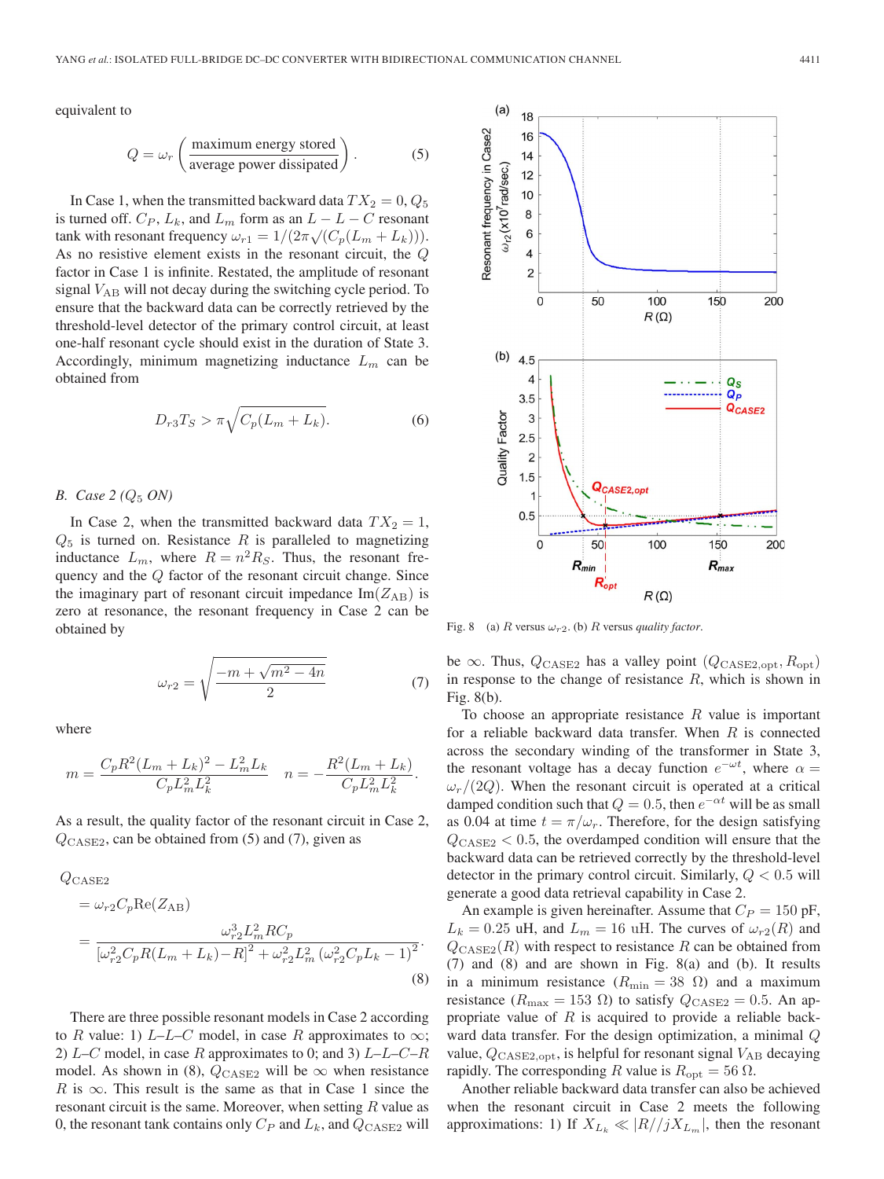equivalent to

$$Q = \omega_r \left( \frac{\text{maximum energy stored}}{\text{average power dissipated}} \right). \tag{5}$$

In Case 1, when the transmitted backward data $TX_2 = 0$, $Q_5$ is turned off. $C_P$, $L_k$, and $L_m$ form as an $L-L-C$ resonant tank with resonant frequency $\omega_{r1} = 1/(2\pi\sqrt{(C_p(L_m + L_k))})$. As no resistive element exists in the resonant circuit, the $Q$ factor in Case 1 is infinite. Restated, the amplitude of resonant signal $V_{AB}$ will not decay during the switching cycle period. To ensure that the backward data can be correctly retrieved by the threshold-level detector of the primary control circuit, at least one-half resonant cycle should exist in the duration of State 3. Accordingly, minimum magnetizing inductance $L_m$ can be obtained from

$$D_{r3}T_S > \pi\sqrt{C_p(L_m + L_k)}. \tag{6}$$

### B. Case 2 ($Q_5$ ON)

In Case 2, when the transmitted backward data $TX_2 = 1$, $Q_5$ is turned on. Resistance $R$ is paralleled to magnetizing inductance $L_m$, where $R = n^2 R_S$. Thus, the resonant frequency and the $Q$ factor of the resonant circuit change. Since the imaginary part of resonant circuit impedance $\text{Im}(Z_{AB})$ is zero at resonance, the resonant frequency in Case 2 can be obtained by

$$\omega_{r2} = \sqrt{\frac{-m + \sqrt{m^2 - 4n}}{2}} \tag{7}$$

where

$$m = \frac{C_p R^2 (L_m + L_k)^2 - L_m^2 L_k}{C_p L_m^2 L_k^2} \quad n = -\frac{R^2(L_m + L_k)}{C_p L_m^2 L_k^2}.$$

As a result, the quality factor of the resonant circuit in Case 2, $Q_{\text{CASE2}}$, can be obtained from (5) and (7), given as

$$\begin{aligned} Q_{\text{CASE2}} &= \omega_{r2} C_p \text{Re}(Z_{AB}) \\ &= \frac{\omega_{r2}^3 L_m^2 R C_p}{[\omega_{r2}^2 C_p R(L_m + L_k) - R]^2 + \omega_{r2}^2 L_m^2 (\omega_{r2}^2 C_p L_k - 1)^2}. \end{aligned} \tag{8}$$

There are three possible resonant models in Case 2 according to $R$ value: 1) $L$–$L$–$C$ model, in case $R$ approximates to $\infty$; 2) $L$–$C$ model, in case $R$ approximates to 0; and 3) $L$–$L$–$C$–$R$ model. As shown in (8), $Q_{\text{CASE2}}$ will be $\infty$ when resistance $R$ is $\infty$. This result is the same as that in Case 1 since the resonant circuit is the same. Moreover, when setting $R$ value as 0, the resonant tank contains only $C_P$ and $L_k$, and $Q_{\text{CASE2}}$ will be $\infty$. Thus, $Q_{\text{CASE2}}$ has a valley point ($Q_{\text{CASE2,opt}}, R_{\text{opt}}$) in response to the change of resistance $R$, which is shown in Fig. 8(b).

Fig. 8 (a) $R$ versus $\omega_{r2}$. (b) $R$ versus *quality factor*.

To choose an appropriate resistance $R$ value is important for a reliable backward data transfer. When $R$ is connected across the secondary winding of the transformer in State 3, the resonant voltage has a decay function $e^{-\omega t}$, where $\alpha = \omega_r/(2Q)$. When the resonant circuit is operated at a critical damped condition such that $Q = 0.5$, then $e^{-\alpha t}$ will be as small as 0.04 at time $t = \pi/\omega_r$. Therefore, for the design satisfying $Q_{\text{CASE2}} < 0.5$, the overdamped condition will ensure that the backward data can be retrieved correctly by the threshold-level detector in the primary control circuit. Similarly, $Q < 0.5$ will generate a good data retrieval capability in Case 2.

An example is given hereinafter. Assume that $C_P = 150$ pF, $L_k = 0.25$ uH, and $L_m = 16$ uH. The curves of $\omega_{r2}(R)$ and $Q_{\text{CASE2}}(R)$ with respect to resistance $R$ can be obtained from (7) and (8) and are shown in Fig. 8(a) and (b). It results in a minimum resistance ($R_{\min} = 38$ Ω) and a maximum resistance ($R_{\max} = 153$ Ω) to satisfy $Q_{\text{CASE2}} = 0.5$. An appropriate value of $R$ is acquired to provide a reliable backward data transfer. For the design optimization, a minimal $Q$ value, $Q_{\text{CASE2,opt}}$, is helpful for resonant signal $V_{AB}$ decaying rapidly. The corresponding $R$ value is $R_{\text{opt}} = 56$ Ω.

Another reliable backward data transfer can also be achieved when the resonant circuit in Case 2 meets the following approximations: 1) If $X_{L_k} \ll |R//jX_{L_m}|$, then the resonant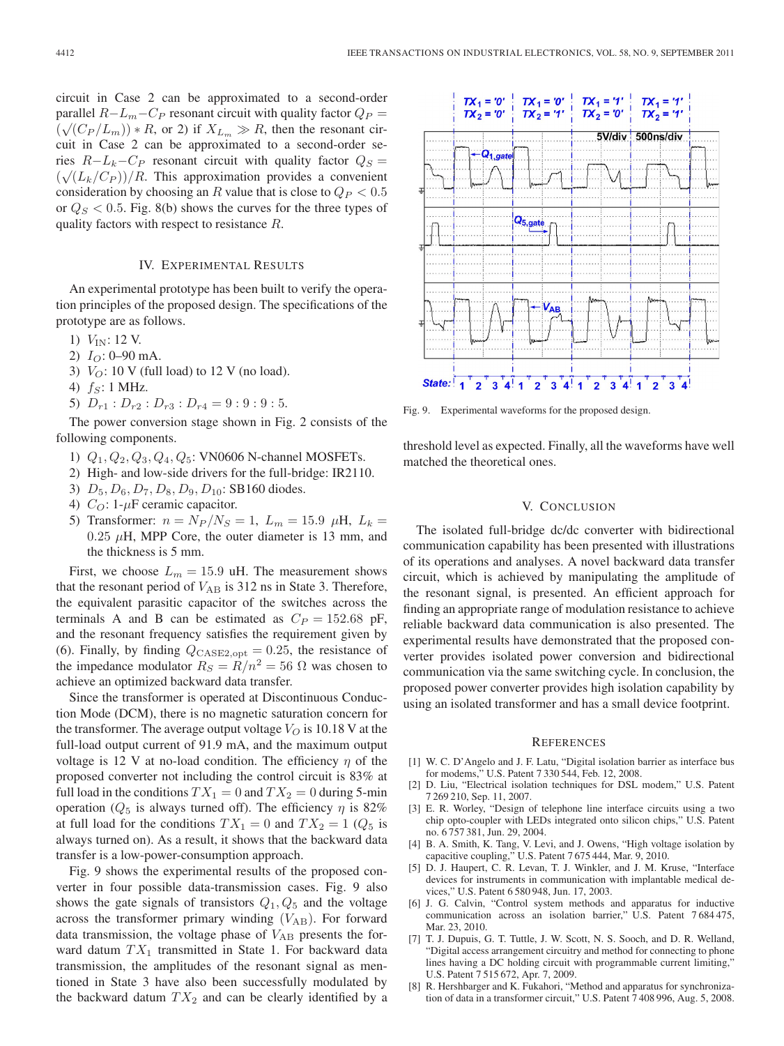circuit in Case 2 can be approximated to a second-order parallel $R$–$L_m$–$C_P$ resonant circuit with quality factor $Q_P = (\sqrt{(C_P/L_m)}) * R$, or 2) if $X_{L_m} \gg R$, then the resonant circuit in Case 2 can be approximated to a second-order series $R$–$L_k$–$C_P$ resonant circuit with quality factor $Q_S = (\sqrt{(L_k/C_P)})/R$. This approximation provides a convenient consideration by choosing an $R$ value that is close to $Q_P < 0.5$ or $Q_S < 0.5$. Fig. 8(b) shows the curves for the three types of quality factors with respect to resistance $R$.

## IV. Experimental Results

An experimental prototype has been built to verify the operation principles of the proposed design. The specifications of the prototype are as follows.

1) $V_{\rm IN}$: 12 V.
2) $I_O$: 0–90 mA.
3) $V_O$: 10 V (full load) to 12 V (no load).
4) $f_S$: 1 MHz.
5) $D_{r1} : D_{r2} : D_{r3} : D_{r4} = 9 : 9 : 9 : 5$.

The power conversion stage shown in Fig. 2 consists of the following components.

1) $Q_1, Q_2, Q_3, Q_4, Q_5$: VN0606 N-channel MOSFETs.
2) High- and low-side drivers for the full-bridge: IR2110.
3) $D_5, D_6, D_7, D_8, D_9, D_{10}$: SB160 diodes.
4) $C_O$: 1-$\mu$F ceramic capacitor.
5) Transformer: $n = N_P/N_S = 1$, $L_m = 15.9\ \mu$H, $L_k = 0.25\ \mu$H, MPP Core, the outer diameter is 13 mm, and the thickness is 5 mm.

First, we choose $L_m = 15.9$ uH. The measurement shows that the resonant period of $V_{\rm AB}$ is 312 ns in State 3. Therefore, the equivalent parasitic capacitor of the switches across the terminals A and B can be estimated as $C_P = 152.68$ pF, and the resonant frequency satisfies the requirement given by (6). Finally, by finding $Q_{\rm CASE2,opt} = 0.25$, the resistance of the impedance modulator $R_S = R/n^2 = 56\ \Omega$ was chosen to achieve an optimized backward data transfer.

Since the transformer is operated at Discontinuous Conduction Mode (DCM), there is no magnetic saturation concern for the transformer. The average output voltage $V_O$ is 10.18 V at the full-load output current of 91.9 mA, and the maximum output voltage is 12 V at no-load condition. The efficiency $\eta$ of the proposed converter not including the control circuit is 83% at full load in the conditions $TX_1 = 0$ and $TX_2 = 0$ during 5-min operation ($Q_5$ is always turned off). The efficiency $\eta$ is 82% at full load for the conditions $TX_1 = 0$ and $TX_2 = 1$ ($Q_5$ is always turned on). As a result, it shows that the backward data transfer is a low-power-consumption approach.

Fig. 9 shows the experimental results of the proposed converter in four possible data-transmission cases. Fig. 9 also shows the gate signals of transistors $Q_1, Q_5$ and the voltage across the transformer primary winding ($V_{\rm AB}$). For forward data transmission, the voltage phase of $V_{\rm AB}$ presents the forward datum $TX_1$ transmitted in State 1. For backward data transmission, the amplitudes of the resonant signal as mentioned in State 3 have also been successfully modulated by the backward datum $TX_2$ and can be clearly identified by a threshold level as expected. Finally, all the waveforms have well matched the theoretical ones.

Fig. 9. Experimental waveforms for the proposed design.

## V. Conclusion

The isolated full-bridge dc/dc converter with bidirectional communication capability has been presented with illustrations of its operations and analyses. A novel backward data transfer circuit, which is achieved by manipulating the amplitude of the resonant signal, is presented. An efficient approach for finding an appropriate range of modulation resistance to achieve reliable backward data communication is also presented. The experimental results have demonstrated that the proposed converter provides isolated power conversion and bidirectional communication via the same switching cycle. In conclusion, the proposed power converter provides high isolation capability by using an isolated transformer and has a small device footprint.

## References

[1] W. C. D'Angelo and J. F. Latu, "Digital isolation barrier as interface bus for modems," U.S. Patent 7 330 544, Feb. 12, 2008.

[2] D. Liu, "Electrical isolation techniques for DSL modem," U.S. Patent 7 269 210, Sep. 11, 2007.

[3] E. R. Worley, "Design of telephone line interface circuits using a two chip opto-coupler with LEDs integrated onto silicon chips," U.S. Patent no. 6 757 381, Jun. 29, 2004.

[4] B. A. Smith, K. Tang, V. Levi, and J. Owens, "High voltage isolation by capacitive coupling," U.S. Patent 7 675 444, Mar. 9, 2010.

[5] D. J. Haupert, C. R. Levan, T. J. Winkler, and J. M. Kruse, "Interface devices for instruments in communication with implantable medical devices," U.S. Patent 6 580 948, Jun. 17, 2003.

[6] J. G. Calvin, "Control system methods and apparatus for inductive communication across an isolation barrier," U.S. Patent 7 684 475, Mar. 23, 2010.

[7] T. J. Dupuis, G. T. Tuttle, J. W. Scott, N. S. Sooch, and D. R. Welland, "Digital access arrangement circuitry and method for connecting to phone lines having a DC holding circuit with programmable current limiting," U.S. Patent 7 515 672, Apr. 7, 2009.

[8] R. Hershbarger and K. Fukahori, "Method and apparatus for synchronization of data in a transformer circuit," U.S. Patent 7 408 996, Aug. 5, 2008.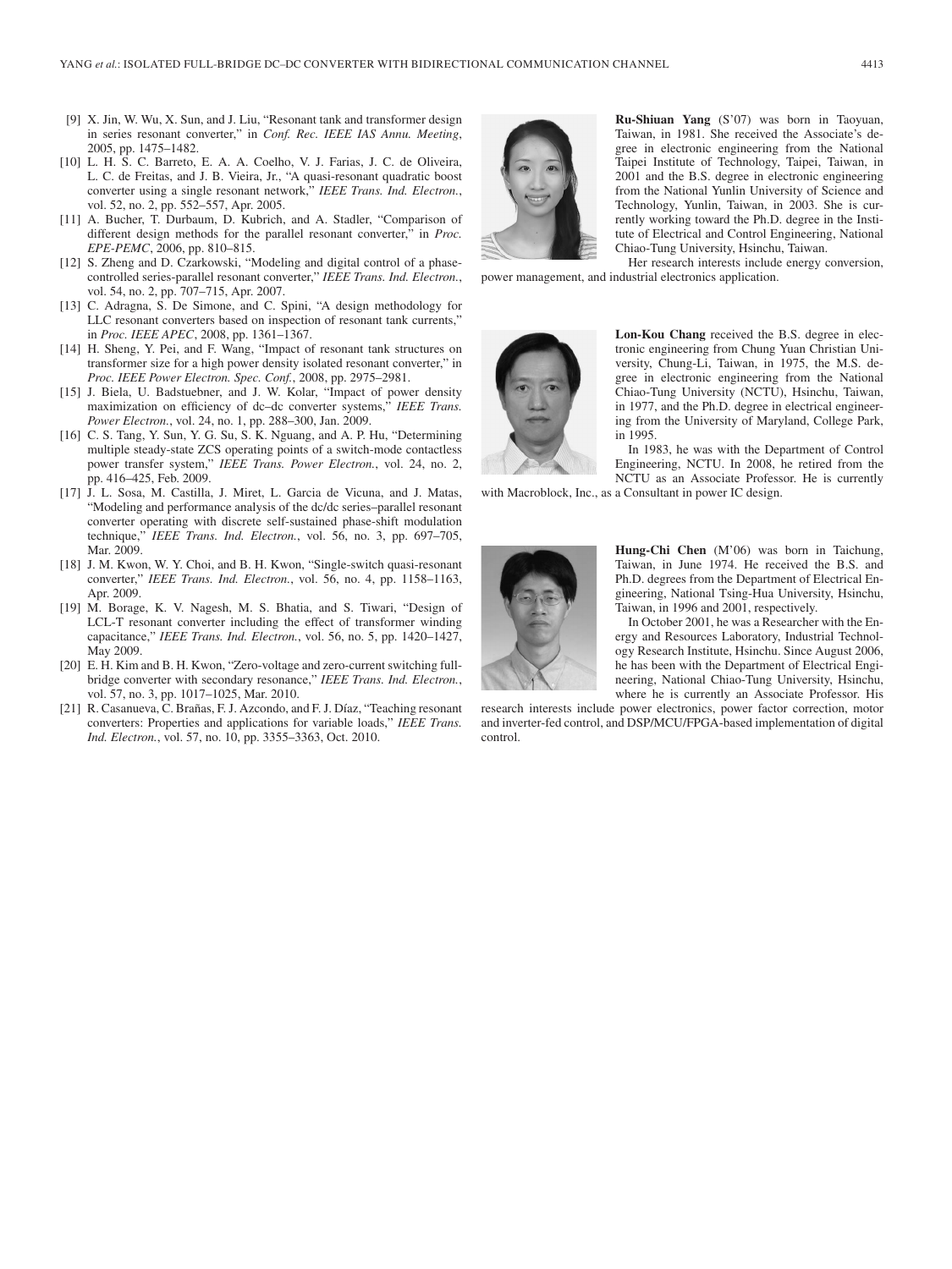[9] X. Jin, W. Wu, X. Sun, and J. Liu, "Resonant tank and transformer design in series resonant converter," in *Conf. Rec. IEEE IAS Annu. Meeting*, 2005, pp. 1475–1482.

[10] L. H. S. C. Barreto, E. A. A. Coelho, V. J. Farias, J. C. de Oliveira, L. C. de Freitas, and J. B. Vieira, Jr., "A quasi-resonant quadratic boost converter using a single resonant network," *IEEE Trans. Ind. Electron.*, vol. 52, no. 2, pp. 552–557, Apr. 2005.

[11] A. Bucher, T. Durbaum, D. Kubrich, and A. Stadler, "Comparison of different design methods for the parallel resonant converter," in *Proc. EPE-PEMC*, 2006, pp. 810–815.

[12] S. Zheng and D. Czarkowski, "Modeling and digital control of a phase-controlled series-parallel resonant converter," *IEEE Trans. Ind. Electron.*, vol. 54, no. 2, pp. 707–715, Apr. 2007.

[13] C. Adragna, S. De Simone, and C. Spini, "A design methodology for LLC resonant converters based on inspection of resonant tank currents," in *Proc. IEEE APEC*, 2008, pp. 1361–1367.

[14] H. Sheng, Y. Pei, and F. Wang, "Impact of resonant tank structures on transformer size for a high power density isolated resonant converter," in *Proc. IEEE Power Electron. Spec. Conf.*, 2008, pp. 2975–2981.

[15] J. Biela, U. Badstuebner, and J. W. Kolar, "Impact of power density maximization on efficiency of dc–dc converter systems," *IEEE Trans. Power Electron.*, vol. 24, no. 1, pp. 288–300, Jan. 2009.

[16] C. S. Tang, Y. Sun, Y. G. Su, S. K. Nguang, and A. P. Hu, "Determining multiple steady-state ZCS operating points of a switch-mode contactless power transfer system," *IEEE Trans. Power Electron.*, vol. 24, no. 2, pp. 416–425, Feb. 2009.

[17] J. L. Sosa, M. Castilla, J. Miret, L. Garcia de Vicuna, and J. Matas, "Modeling and performance analysis of the dc/dc series–parallel resonant converter operating with discrete self-sustained phase-shift modulation technique," *IEEE Trans. Ind. Electron.*, vol. 56, no. 3, pp. 697–705, Mar. 2009.

[18] J. M. Kwon, W. Y. Choi, and B. H. Kwon, "Single-switch quasi-resonant converter," *IEEE Trans. Ind. Electron.*, vol. 56, no. 4, pp. 1158–1163, Apr. 2009.

[19] M. Borage, K. V. Nagesh, M. S. Bhatia, and S. Tiwari, "Design of LCL-T resonant converter including the effect of transformer winding capacitance," *IEEE Trans. Ind. Electron.*, vol. 56, no. 5, pp. 1420–1427, May 2009.

[20] E. H. Kim and B. H. Kwon, "Zero-voltage and zero-current switching full-bridge converter with secondary resonance," *IEEE Trans. Ind. Electron.*, vol. 57, no. 3, pp. 1017–1025, Mar. 2010.

[21] R. Casanueva, C. Brañas, F. J. Azcondo, and F. J. Díaz, "Teaching resonant converters: Properties and applications for variable loads," *IEEE Trans. Ind. Electron.*, vol. 57, no. 10, pp. 3355–3363, Oct. 2010.

**Ru-Shiuan Yang** (S'07) was born in Taoyuan, Taiwan, in 1981. She received the Associate's degree in electronic engineering from the National Taipei Institute of Technology, Taipei, Taiwan, in 2001 and the B.S. degree in electronic engineering from the National Yunlin University of Science and Technology, Yunlin, Taiwan, in 2003. She is currently working toward the Ph.D. degree in the Institute of Electrical and Control Engineering, National Chiao-Tung University, Hsinchu, Taiwan.

Her research interests include energy conversion, power management, and industrial electronics application.

**Lon-Kou Chang** received the B.S. degree in electronic engineering from Chung Yuan Christian University, Chung-Li, Taiwan, in 1975, the M.S. degree in electronic engineering from the National Chiao-Tung University (NCTU), Hsinchu, Taiwan, in 1977, and the Ph.D. degree in electrical engineering from the University of Maryland, College Park, in 1995.

In 1983, he was with the Department of Control Engineering, NCTU. In 2008, he retired from the NCTU as an Associate Professor. He is currently with Macroblock, Inc., as a Consultant in power IC design.

**Hung-Chi Chen** (M'06) was born in Taichung, Taiwan, in June 1974. He received the B.S. and Ph.D. degrees from the Department of Electrical Engineering, National Tsing-Hua University, Hsinchu, Taiwan, in 1996 and 2001, respectively.

In October 2001, he was a Researcher with the Energy and Resources Laboratory, Industrial Technology Research Institute, Hsinchu. Since August 2006, he has been with the Department of Electrical Engineering, National Chiao-Tung University, Hsinchu, where he is currently an Associate Professor. His research interests include power electronics, power factor correction, motor and inverter-fed control, and DSP/MCU/FPGA-based implementation of digital control.